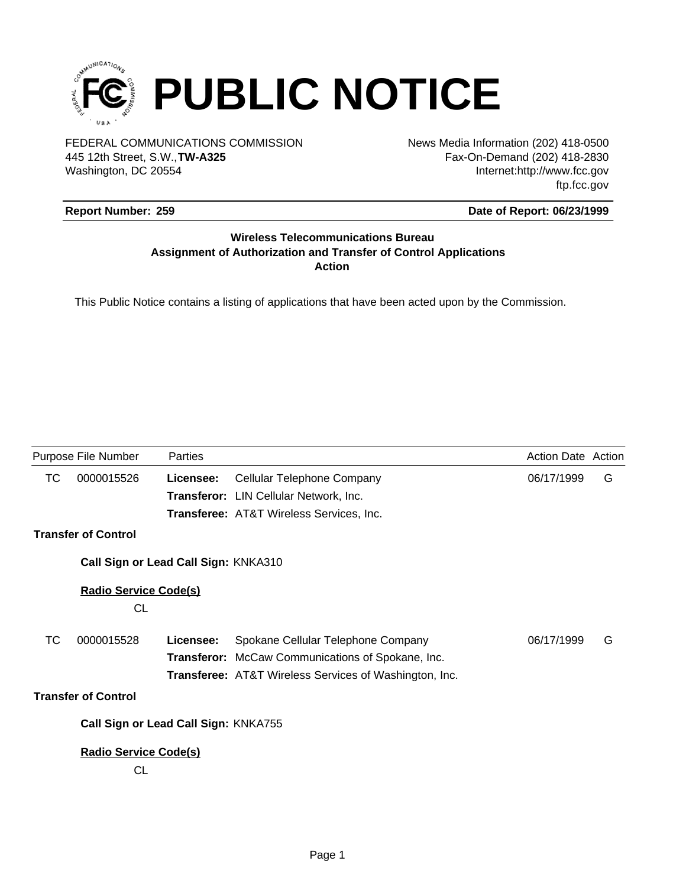# PUBLIC NOTICE

FEDERAL COMMUNICATIONS COMMISSION
445 12th Street, S.W.,**TW-A325**
Washington, DC 20554

News Media Information (202) 418-0500
Fax-On-Demand (202) 418-2830
Internet:http://www.fcc.gov
ftp.fcc.gov

**Report Number: 259** | **Date of Report: 06/23/1999**

**Wireless Telecommunications Bureau**
**Assignment of Authorization and Transfer of Control Applications**
**Action**

This Public Notice contains a listing of applications that have been acted upon by the Commission.

| Purpose | File Number | Parties | | Action Date | Action |
|---|---|---|---|---|---|
| TC | 0000015526 | **Licensee:** | Cellular Telephone Company | 06/17/1999 | G |
| | | **Transferor:** | LIN Cellular Network, Inc. | | |
| | | **Transferee:** | AT&T Wireless Services, Inc. | | |

**Transfer of Control**

**Call Sign or Lead Call Sign:** KNKA310

**Radio Service Code(s)**

CL

| Purpose | File Number | Parties | | Action Date | Action |
|---|---|---|---|---|---|
| TC | 0000015528 | **Licensee:** | Spokane Cellular Telephone Company | 06/17/1999 | G |
| | | **Transferor:** | McCaw Communications of Spokane, Inc. | | |
| | | **Transferee:** | AT&T Wireless Services of Washington, Inc. | | |

**Transfer of Control**

**Call Sign or Lead Call Sign:** KNKA755

**Radio Service Code(s)**

CL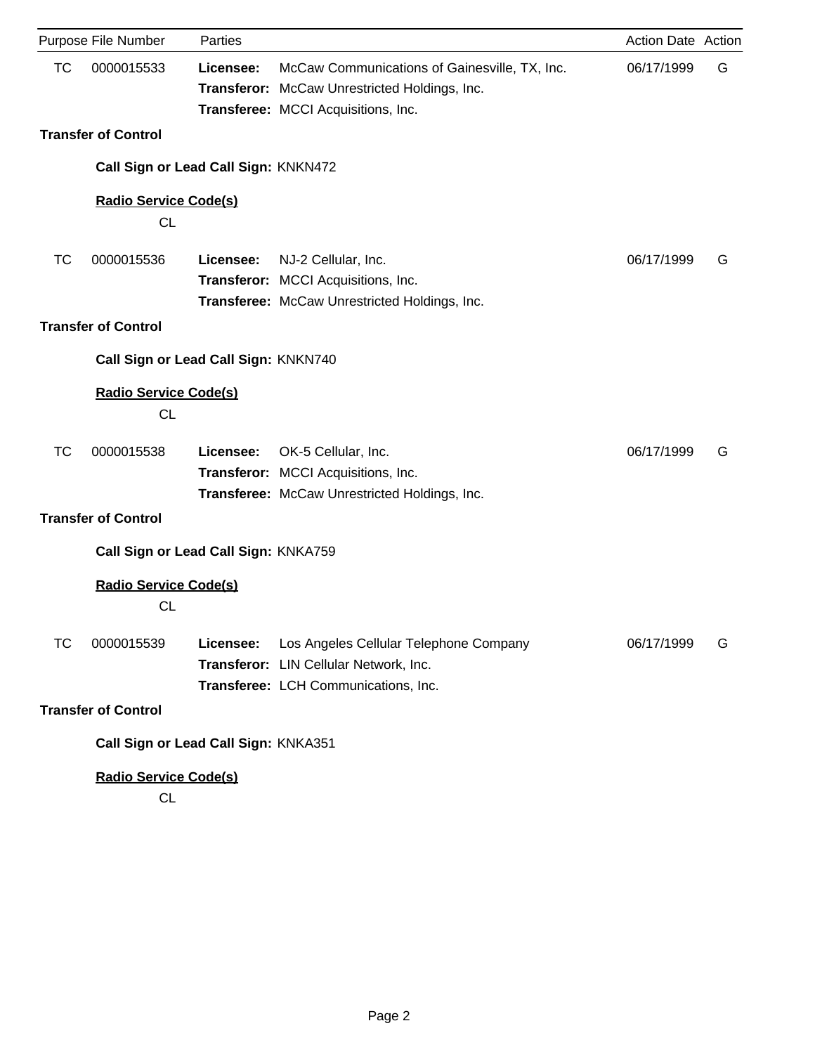| Purpose | File Number | Parties | | Action Date | Action |
|---|---|---|---|---|---|
| TC | 0000015533 | **Licensee:** | McCaw Communications of Gainesville, TX, Inc. | 06/17/1999 | G |
| | | **Transferor:** | McCaw Unrestricted Holdings, Inc. | | |
| | | **Transferee:** | MCCI Acquisitions, Inc. | | |

**Transfer of Control**

**Call Sign or Lead Call Sign:** KNKN472

**Radio Service Code(s)**

CL

| Purpose | File Number | Parties | | Action Date | Action |
|---|---|---|---|---|---|
| TC | 0000015536 | **Licensee:** | NJ-2 Cellular, Inc. | 06/17/1999 | G |
| | | **Transferor:** | MCCI Acquisitions, Inc. | | |
| | | **Transferee:** | McCaw Unrestricted Holdings, Inc. | | |

**Transfer of Control**

**Call Sign or Lead Call Sign:** KNKN740

**Radio Service Code(s)**

CL

| Purpose | File Number | Parties | | Action Date | Action |
|---|---|---|---|---|---|
| TC | 0000015538 | **Licensee:** | OK-5 Cellular, Inc. | 06/17/1999 | G |
| | | **Transferor:** | MCCI Acquisitions, Inc. | | |
| | | **Transferee:** | McCaw Unrestricted Holdings, Inc. | | |

**Transfer of Control**

**Call Sign or Lead Call Sign:** KNKA759

**Radio Service Code(s)**

CL

| Purpose | File Number | Parties | | Action Date | Action |
|---|---|---|---|---|---|
| TC | 0000015539 | **Licensee:** | Los Angeles Cellular Telephone Company | 06/17/1999 | G |
| | | **Transferor:** | LIN Cellular Network, Inc. | | |
| | | **Transferee:** | LCH Communications, Inc. | | |

**Transfer of Control**

**Call Sign or Lead Call Sign:** KNKA351

**Radio Service Code(s)**

CL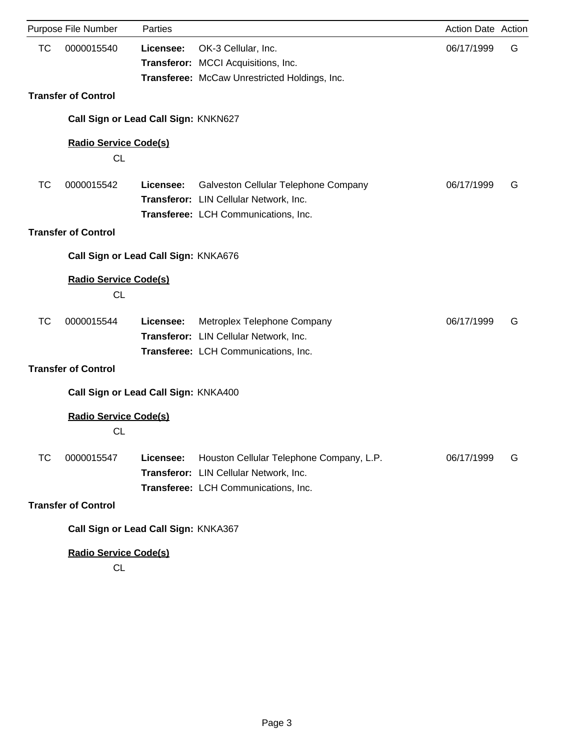| Purpose | File Number | Parties | | Action Date | Action |
|---|---|---|---|---|---|
| TC | 0000015540 | **Licensee:** | OK-3 Cellular, Inc. | 06/17/1999 | G |
| | | **Transferor:** | MCCI Acquisitions, Inc. | | |
| | | **Transferee:** | McCaw Unrestricted Holdings, Inc. | | |

**Transfer of Control**

**Call Sign or Lead Call Sign:** KNKN627

**Radio Service Code(s)**

CL

| Purpose | File Number | Parties | | Action Date | Action |
|---|---|---|---|---|---|
| TC | 0000015542 | **Licensee:** | Galveston Cellular Telephone Company | 06/17/1999 | G |
| | | **Transferor:** | LIN Cellular Network, Inc. | | |
| | | **Transferee:** | LCH Communications, Inc. | | |

**Transfer of Control**

**Call Sign or Lead Call Sign:** KNKA676

**Radio Service Code(s)**

CL

| Purpose | File Number | Parties | | Action Date | Action |
|---|---|---|---|---|---|
| TC | 0000015544 | **Licensee:** | Metroplex Telephone Company | 06/17/1999 | G |
| | | **Transferor:** | LIN Cellular Network, Inc. | | |
| | | **Transferee:** | LCH Communications, Inc. | | |

**Transfer of Control**

**Call Sign or Lead Call Sign:** KNKA400

**Radio Service Code(s)**

CL

| Purpose | File Number | Parties | | Action Date | Action |
|---|---|---|---|---|---|
| TC | 0000015547 | **Licensee:** | Houston Cellular Telephone Company, L.P. | 06/17/1999 | G |
| | | **Transferor:** | LIN Cellular Network, Inc. | | |
| | | **Transferee:** | LCH Communications, Inc. | | |

**Transfer of Control**

**Call Sign or Lead Call Sign:** KNKA367

**Radio Service Code(s)**

CL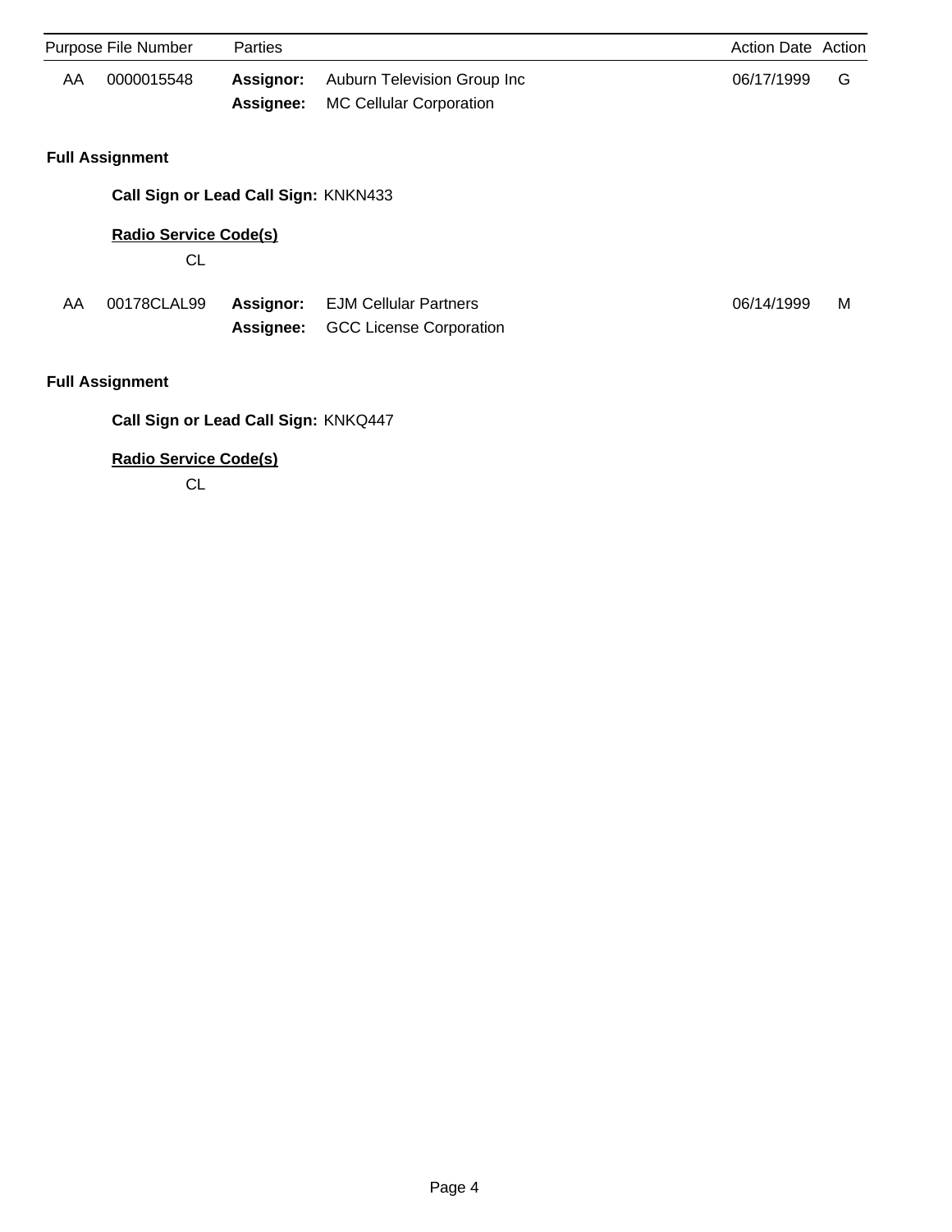| Purpose | File Number | Parties | | Action Date | Action |
|---|---|---|---|---|---|
| AA | 0000015548 | **Assignor:** | Auburn Television Group Inc | 06/17/1999 | G |
| | | **Assignee:** | MC Cellular Corporation | | |

**Full Assignment**

**Call Sign or Lead Call Sign:** KNKN433

**Radio Service Code(s)**

CL

| Purpose | File Number | Parties | | Action Date | Action |
|---|---|---|---|---|---|
| AA | 00178CLAL99 | **Assignor:** | EJM Cellular Partners | 06/14/1999 | M |
| | | **Assignee:** | GCC License Corporation | | |

**Full Assignment**

**Call Sign or Lead Call Sign:** KNKQ447

**Radio Service Code(s)**

CL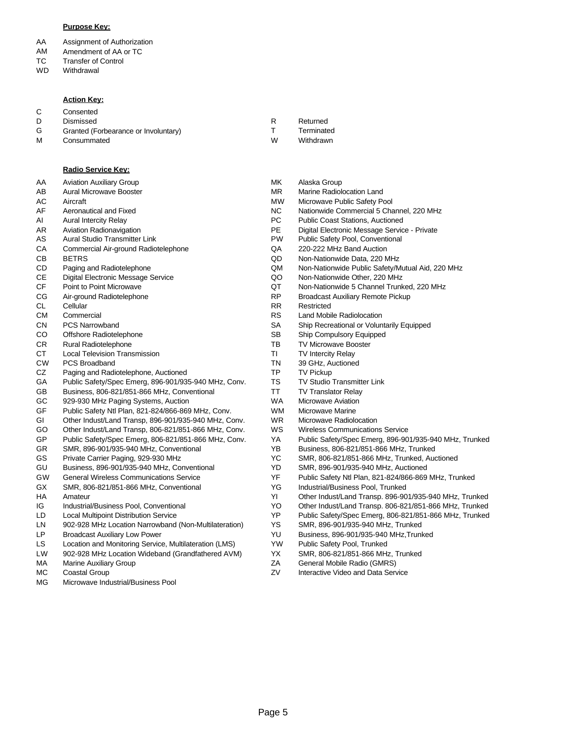**Purpose Key:**

| Code | Description |
|---|---|
| AA | Assignment of Authorization |
| AM | Amendment of AA or TC |
| TC | Transfer of Control |
| WD | Withdrawal |

**Action Key:**

| Code | Description |
|---|---|
| C | Consented |
| D | Dismissed |
| G | Granted (Forbearance or Involuntary) |
| M | Consummated |
| R | Returned |
| T | Terminated |
| W | Withdrawn |

**Radio Service Key:**

| Code | Description |
|---|---|
| AA | Aviation Auxiliary Group |
| AB | Aural Microwave Booster |
| AC | Aircraft |
| AF | Aeronautical and Fixed |
| AI | Aural Intercity Relay |
| AR | Aviation Radionavigation |
| AS | Aural Studio Transmitter Link |
| CA | Commercial Air-ground Radiotelephone |
| CB | BETRS |
| CD | Paging and Radiotelephone |
| CE | Digital Electronic Message Service |
| CF | Point to Point Microwave |
| CG | Air-ground Radiotelephone |
| CL | Cellular |
| CM | Commercial |
| CN | PCS Narrowband |
| CO | Offshore Radiotelephone |
| CR | Rural Radiotelephone |
| CT | Local Television Transmission |
| CW | PCS Broadband |
| CZ | Paging and Radiotelephone, Auctioned |
| GA | Public Safety/Spec Emerg, 896-901/935-940 MHz, Conv. |
| GB | Business, 806-821/851-866 MHz, Conventional |
| GC | 929-930 MHz Paging Systems, Auction |
| GF | Public Safety Ntl Plan, 821-824/866-869 MHz, Conv. |
| GI | Other Indust/Land Transp, 896-901/935-940 MHz, Conv. |
| GO | Other Indust/Land Transp, 806-821/851-866 MHz, Conv. |
| GP | Public Safety/Spec Emerg, 806-821/851-866 MHz, Conv. |
| GR | SMR, 896-901/935-940 MHz, Conventional |
| GS | Private Carrier Paging, 929-930 MHz |
| GU | Business, 896-901/935-940 MHz, Conventional |
| GW | General Wireless Communications Service |
| GX | SMR, 806-821/851-866 MHz, Conventional |
| HA | Amateur |
| IG | Industrial/Business Pool, Conventional |
| LD | Local Multipoint Distribution Service |
| LN | 902-928 MHz Location Narrowband (Non-Multilateration) |
| LP | Broadcast Auxiliary Low Power |
| LS | Location and Monitoring Service, Multilateration (LMS) |
| LW | 902-928 MHz Location Wideband (Grandfathered AVM) |
| MA | Marine Auxiliary Group |
| MC | Coastal Group |
| MG | Microwave Industrial/Business Pool |
| MK | Alaska Group |
| MR | Marine Radiolocation Land |
| MW | Microwave Public Safety Pool |
| NC | Nationwide Commercial 5 Channel, 220 MHz |
| PC | Public Coast Stations, Auctioned |
| PE | Digital Electronic Message Service - Private |
| PW | Public Safety Pool, Conventional |
| QA | 220-222 MHz Band Auction |
| QD | Non-Nationwide Data, 220 MHz |
| QM | Non-Nationwide Public Safety/Mutual Aid, 220 MHz |
| QO | Non-Nationwide Other, 220 MHz |
| QT | Non-Nationwide 5 Channel Trunked, 220 MHz |
| RP | Broadcast Auxiliary Remote Pickup |
| RR | Restricted |
| RS | Land Mobile Radiolocation |
| SA | Ship Recreational or Voluntarily Equipped |
| SB | Ship Compulsory Equipped |
| TB | TV Microwave Booster |
| TI | TV Intercity Relay |
| TN | 39 GHz, Auctioned |
| TP | TV Pickup |
| TS | TV Studio Transmitter Link |
| TT | TV Translator Relay |
| WA | Microwave Aviation |
| WM | Microwave Marine |
| WR | Microwave Radiolocation |
| WS | Wireless Communications Service |
| YA | Public Safety/Spec Emerg, 896-901/935-940 MHz, Trunked |
| YB | Business, 806-821/851-866 MHz, Trunked |
| YC | SMR, 806-821/851-866 MHz, Trunked, Auctioned |
| YD | SMR, 896-901/935-940 MHz, Auctioned |
| YF | Public Safety Ntl Plan, 821-824/866-869 MHz, Trunked |
| YG | Industrial/Business Pool, Trunked |
| YI | Other Indust/Land Transp. 896-901/935-940 MHz, Trunked |
| YO | Other Indust/Land Transp. 806-821/851-866 MHz, Trunked |
| YP | Public Safety/Spec Emerg, 806-821/851-866 MHz, Trunked |
| YS | SMR, 896-901/935-940 MHz, Trunked |
| YU | Business, 896-901/935-940 MHz,Trunked |
| YW | Public Safety Pool, Trunked |
| YX | SMR, 806-821/851-866 MHz, Trunked |
| ZA | General Mobile Radio (GMRS) |
| ZV | Interactive Video and Data Service |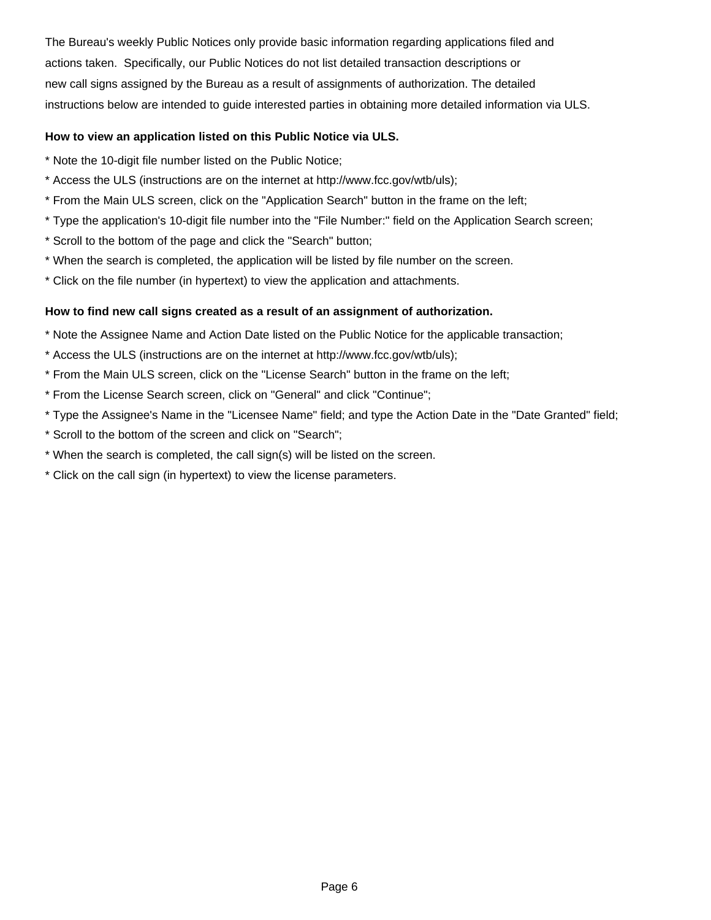The Bureau's weekly Public Notices only provide basic information regarding applications filed and actions taken. Specifically, our Public Notices do not list detailed transaction descriptions or new call signs assigned by the Bureau as a result of assignments of authorization. The detailed instructions below are intended to guide interested parties in obtaining more detailed information via ULS.

**How to view an application listed on this Public Notice via ULS.**

* Note the 10-digit file number listed on the Public Notice;
* Access the ULS (instructions are on the internet at http://www.fcc.gov/wtb/uls);
* From the Main ULS screen, click on the "Application Search" button in the frame on the left;
* Type the application's 10-digit file number into the "File Number:" field on the Application Search screen;
* Scroll to the bottom of the page and click the "Search" button;
* When the search is completed, the application will be listed by file number on the screen.
* Click on the file number (in hypertext) to view the application and attachments.

**How to find new call signs created as a result of an assignment of authorization.**

* Note the Assignee Name and Action Date listed on the Public Notice for the applicable transaction;
* Access the ULS (instructions are on the internet at http://www.fcc.gov/wtb/uls);
* From the Main ULS screen, click on the "License Search" button in the frame on the left;
* From the License Search screen, click on "General" and click "Continue";
* Type the Assignee's Name in the "Licensee Name" field; and type the Action Date in the "Date Granted" field;
* Scroll to the bottom of the screen and click on "Search";
* When the search is completed, the call sign(s) will be listed on the screen.
* Click on the call sign (in hypertext) to view the license parameters.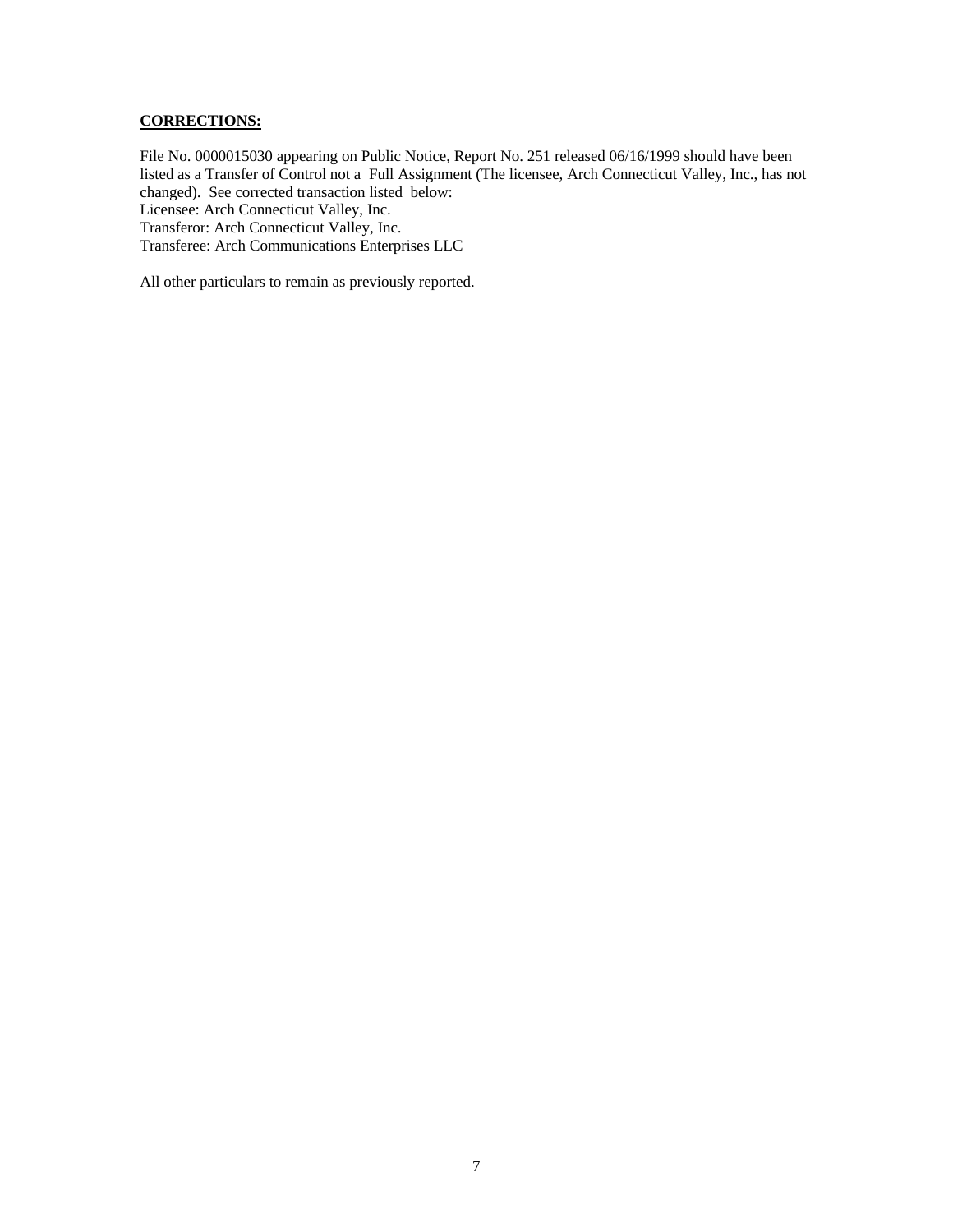**CORRECTIONS:**

File No. 0000015030 appearing on Public Notice, Report No. 251 released 06/16/1999 should have been listed as a Transfer of Control not a Full Assignment (The licensee, Arch Connecticut Valley, Inc., has not changed). See corrected transaction listed below:
Licensee: Arch Connecticut Valley, Inc.
Transferor: Arch Connecticut Valley, Inc.
Transferee: Arch Communications Enterprises LLC

All other particulars to remain as previously reported.